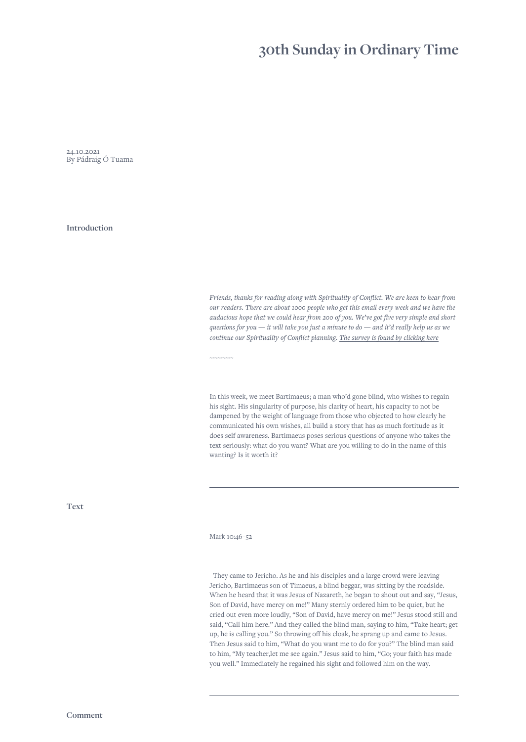# 30th Sunday in Ordinary Time

24.10.2021
By Pádraig Ó Tuama

## Introduction

*Friends, thanks for reading along with Spirituality of Conflict. We are keen to hear from our readers. There are about 1000 people who get this email every week and we have the audacious hope that we could hear from 200 of you. We've got five very simple and short questions for you — it will take you just a minute to do — and it'd really help us as we continue our Spirituality of Conflict planning.* [*The survey is found by clicking here*]

~~~~~~~~~

In this week, we meet Bartimaeus; a man who'd gone blind, who wishes to regain his sight. His singularity of purpose, his clarity of heart, his capacity to not be dampened by the weight of language from those who objected to how clearly he communicated his own wishes, all build a story that has as much fortitude as it does self awareness. Bartimaeus poses serious questions of anyone who takes the text seriously: what do you want? What are you willing to do in the name of this wanting? Is it worth it?

---

## Text

Mark 10:46–52

They came to Jericho. As he and his disciples and a large crowd were leaving Jericho, Bartimaeus son of Timaeus, a blind beggar, was sitting by the roadside. When he heard that it was Jesus of Nazareth, he began to shout out and say, "Jesus, Son of David, have mercy on me!" Many sternly ordered him to be quiet, but he cried out even more loudly, "Son of David, have mercy on me!" Jesus stood still and said, "Call him here." And they called the blind man, saying to him, "Take heart; get up, he is calling you." So throwing off his cloak, he sprang up and came to Jesus. Then Jesus said to him, "What do you want me to do for you?" The blind man said to him, "My teacher,let me see again." Jesus said to him, "Go; your faith has made you well." Immediately he regained his sight and followed him on the way.

---

## Comment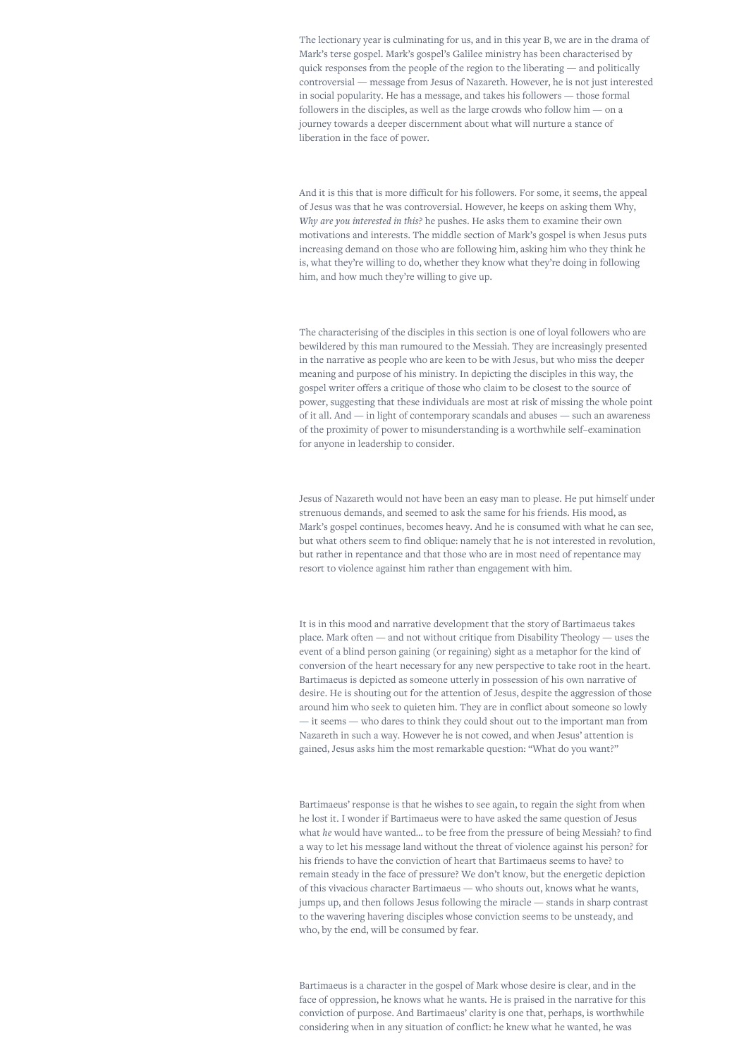The lectionary year is culminating for us, and in this year B, we are in the drama of Mark's terse gospel. Mark's gospel's Galilee ministry has been characterised by quick responses from the people of the region to the liberating — and politically controversial — message from Jesus of Nazareth. However, he is not just interested in social popularity. He has a message, and takes his followers — those formal followers in the disciples, as well as the large crowds who follow him — on a journey towards a deeper discernment about what will nurture a stance of liberation in the face of power.

And it is this that is more difficult for his followers. For some, it seems, the appeal of Jesus was that he was controversial. However, he keeps on asking them Why, *Why are you interested in this?* he pushes. He asks them to examine their own motivations and interests. The middle section of Mark's gospel is when Jesus puts increasing demand on those who are following him, asking him who they think he is, what they're willing to do, whether they know what they're doing in following him, and how much they're willing to give up.

The characterising of the disciples in this section is one of loyal followers who are bewildered by this man rumoured to the Messiah. They are increasingly presented in the narrative as people who are keen to be with Jesus, but who miss the deeper meaning and purpose of his ministry. In depicting the disciples in this way, the gospel writer offers a critique of those who claim to be closest to the source of power, suggesting that these individuals are most at risk of missing the whole point of it all. And — in light of contemporary scandals and abuses — such an awareness of the proximity of power to misunderstanding is a worthwhile self-examination for anyone in leadership to consider.

Jesus of Nazareth would not have been an easy man to please. He put himself under strenuous demands, and seemed to ask the same for his friends. His mood, as Mark's gospel continues, becomes heavy. And he is consumed with what he can see, but what others seem to find oblique: namely that he is not interested in revolution, but rather in repentance and that those who are in most need of repentance may resort to violence against him rather than engagement with him.

It is in this mood and narrative development that the story of Bartimaeus takes place. Mark often — and not without critique from Disability Theology — uses the event of a blind person gaining (or regaining) sight as a metaphor for the kind of conversion of the heart necessary for any new perspective to take root in the heart. Bartimaeus is depicted as someone utterly in possession of his own narrative of desire. He is shouting out for the attention of Jesus, despite the aggression of those around him who seek to quieten him. They are in conflict about someone so lowly — it seems — who dares to think they could shout out to the important man from Nazareth in such a way. However he is not cowed, and when Jesus' attention is gained, Jesus asks him the most remarkable question: "What do you want?"

Bartimaeus' response is that he wishes to see again, to regain the sight from when he lost it. I wonder if Bartimaeus were to have asked the same question of Jesus what *he* would have wanted… to be free from the pressure of being Messiah? to find a way to let his message land without the threat of violence against his person? for his friends to have the conviction of heart that Bartimaeus seems to have? to remain steady in the face of pressure? We don't know, but the energetic depiction of this vivacious character Bartimaeus — who shouts out, knows what he wants, jumps up, and then follows Jesus following the miracle — stands in sharp contrast to the wavering havering disciples whose conviction seems to be unsteady, and who, by the end, will be consumed by fear.

Bartimaeus is a character in the gospel of Mark whose desire is clear, and in the face of oppression, he knows what he wants. He is praised in the narrative for this conviction of purpose. And Bartimaeus' clarity is one that, perhaps, is worthwhile considering when in any situation of conflict: he knew what he wanted, he was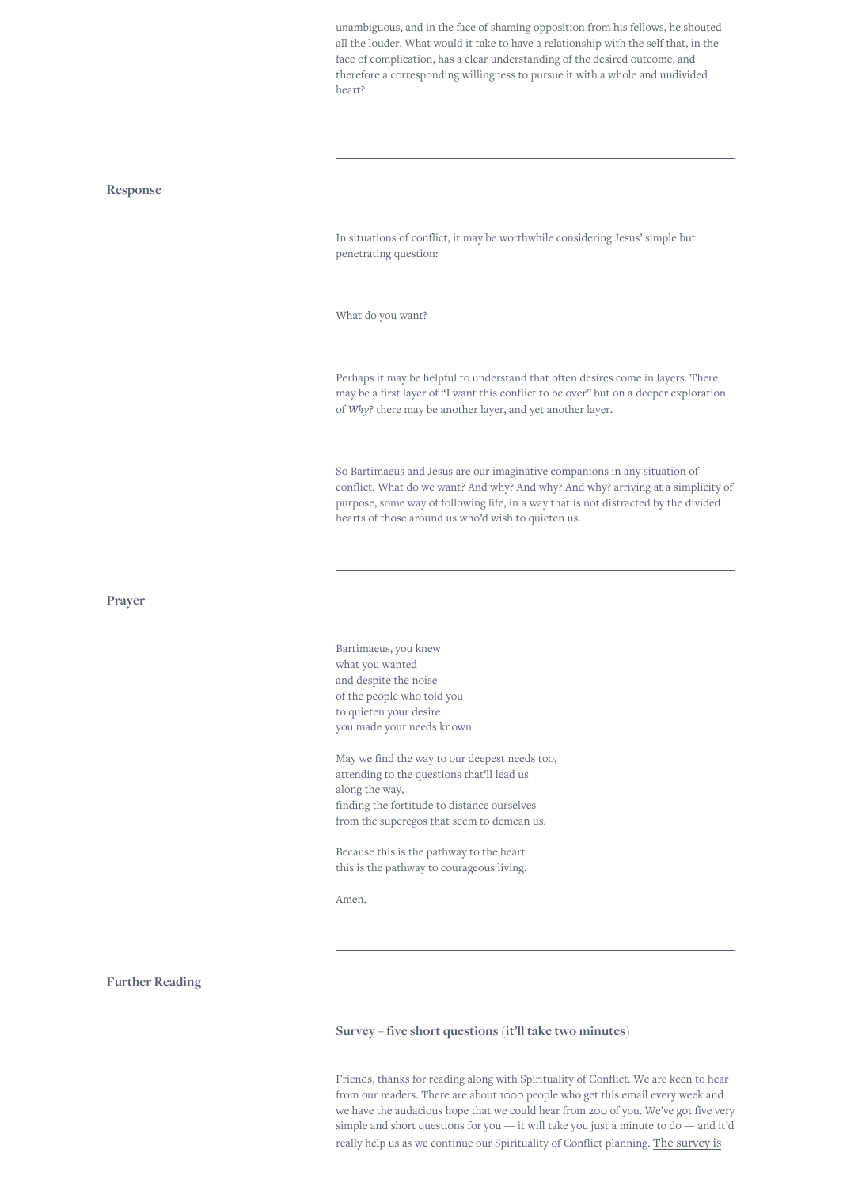unambiguous, and in the face of shaming opposition from his fellows, he shouted all the louder. What would it take to have a relationship with the self that, in the face of complication, has a clear understanding of the desired outcome, and therefore a corresponding willingness to pursue it with a whole and undivided heart?

---

## Response

In situations of conflict, it may be worthwhile considering Jesus' simple but penetrating question:

What do you want?

Perhaps it may be helpful to understand that often desires come in layers. There may be a first layer of "I want this conflict to be over" but on a deeper exploration of *Why?* there may be another layer, and yet another layer.

So Bartimaeus and Jesus are our imaginative companions in any situation of conflict. What do we want? And why? And why? And why? arriving at a simplicity of purpose, some way of following life, in a way that is not distracted by the divided hearts of those around us who'd wish to quieten us.

---

## Prayer

Bartimaeus, you knew  
what you wanted  
and despite the noise  
of the people who told you  
to quieten your desire  
you made your needs known.

May we find the way to our deepest needs too,  
attending to the questions that'll lead us  
along the way,  
finding the fortitude to distance ourselves  
from the superegos that seem to demean us.

Because this is the pathway to the heart  
this is the pathway to courageous living.

Amen.

---

## Further Reading

### Survey – five short questions (**it'll take two minutes**)

Friends, thanks for reading along with Spirituality of Conflict. We are keen to hear from our readers. There are about 1000 people who get this email every week and we have the audacious hope that we could hear from 200 of you. We've got five very simple and short questions for you — it will take you just a minute to do — and it'd really help us as we continue our Spirituality of Conflict planning. The survey is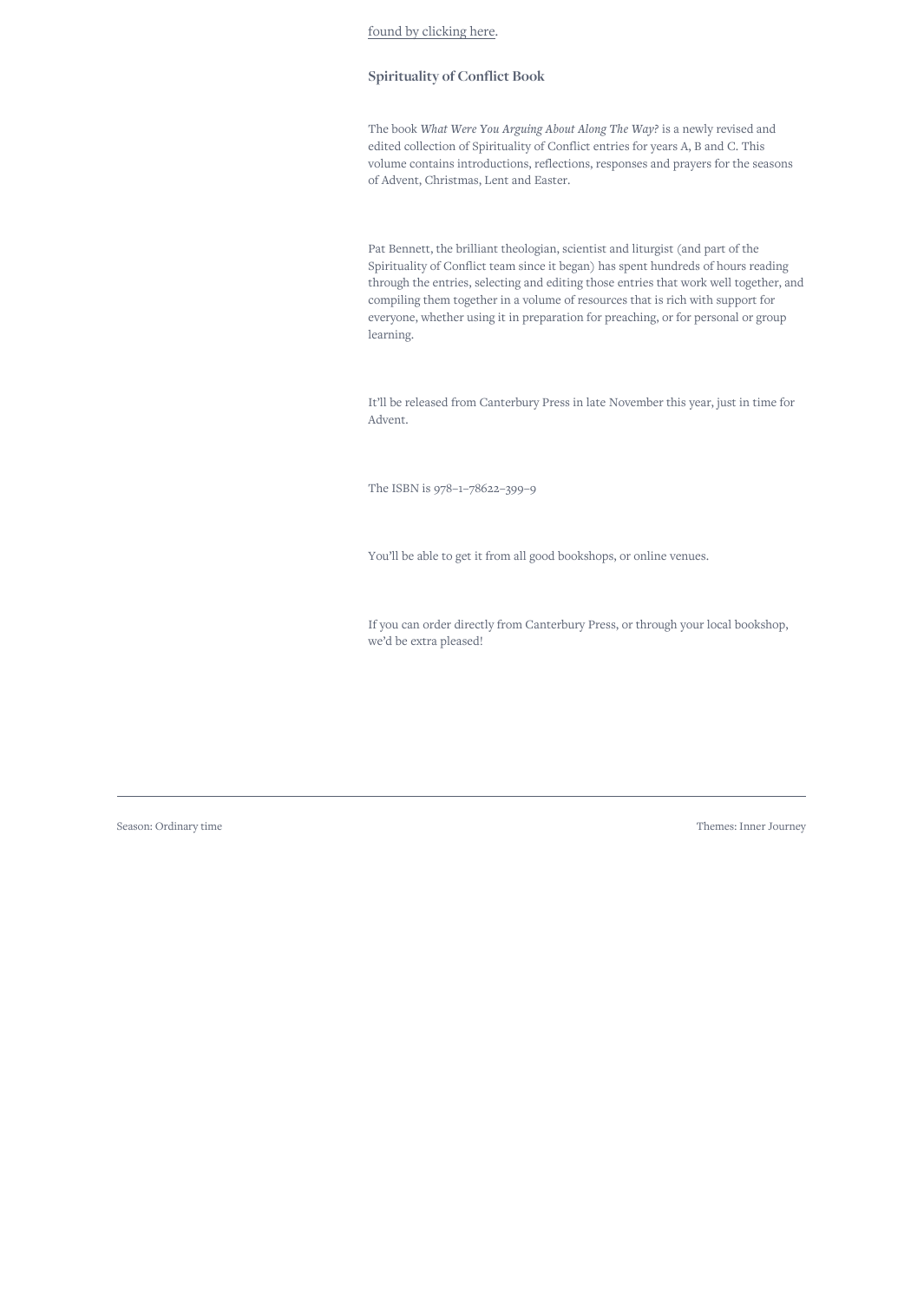found by clicking here.

### Spirituality of Conflict Book

The book *What Were You Arguing About Along The Way?* is a newly revised and edited collection of Spirituality of Conflict entries for years A, B and C. This volume contains introductions, reflections, responses and prayers for the seasons of Advent, Christmas, Lent and Easter.

Pat Bennett, the brilliant theologian, scientist and liturgist (and part of the Spirituality of Conflict team since it began) has spent hundreds of hours reading through the entries, selecting and editing those entries that work well together, and compiling them together in a volume of resources that is rich with support for everyone, whether using it in preparation for preaching, or for personal or group learning.

It'll be released from Canterbury Press in late November this year, just in time for Advent.

The ISBN is 978–1–78622–399–9

You'll be able to get it from all good bookshops, or online venues.

If you can order directly from Canterbury Press, or through your local bookshop, we'd be extra pleased!

---

Season: Ordinary time

Themes: Inner Journey